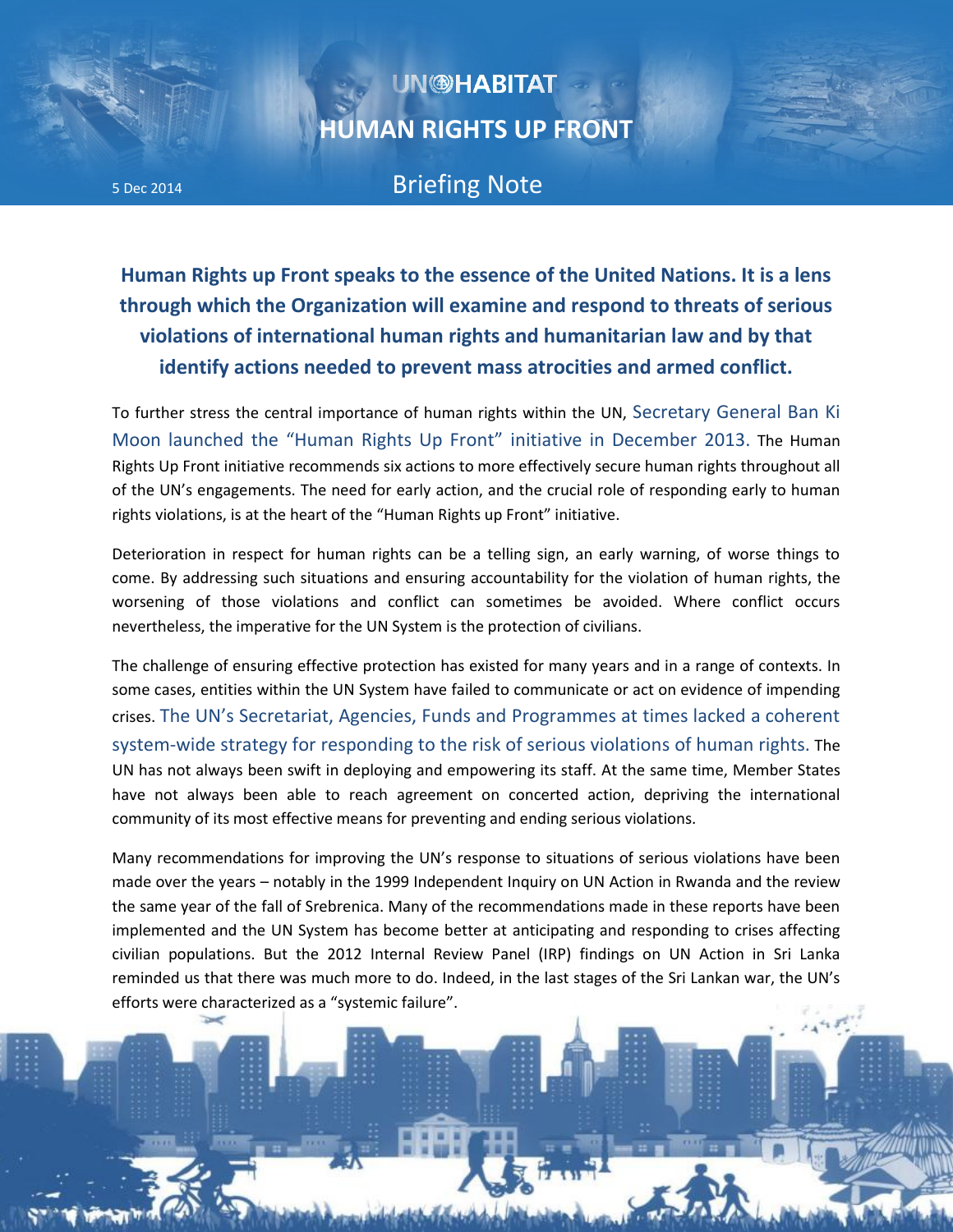UN®HABITAT

# HUMAN RIGHTS UP FRONT

5 Dec 2014

## Briefing Note

**Human Rights up Front speaks to the essence of the United Nations. It is a lens through which the Organization will examine and respond to threats of serious violations of international human rights and humanitarian law and by that identify actions needed to prevent mass atrocities and armed conflict.**

To further stress the central importance of human rights within the UN, Secretary General Ban Ki Moon launched the "Human Rights Up Front" initiative in December 2013. The Human Rights Up Front initiative recommends six actions to more effectively secure human rights throughout all of the UN's engagements. The need for early action, and the crucial role of responding early to human rights violations, is at the heart of the "Human Rights up Front" initiative.

Deterioration in respect for human rights can be a telling sign, an early warning, of worse things to come. By addressing such situations and ensuring accountability for the violation of human rights, the worsening of those violations and conflict can sometimes be avoided. Where conflict occurs nevertheless, the imperative for the UN System is the protection of civilians.

The challenge of ensuring effective protection has existed for many years and in a range of contexts. In some cases, entities within the UN System have failed to communicate or act on evidence of impending crises. The UN's Secretariat, Agencies, Funds and Programmes at times lacked a coherent system-wide strategy for responding to the risk of serious violations of human rights. The UN has not always been swift in deploying and empowering its staff. At the same time, Member States have not always been able to reach agreement on concerted action, depriving the international community of its most effective means for preventing and ending serious violations.

Many recommendations for improving the UN's response to situations of serious violations have been made over the years – notably in the 1999 Independent Inquiry on UN Action in Rwanda and the review the same year of the fall of Srebrenica. Many of the recommendations made in these reports have been implemented and the UN System has become better at anticipating and responding to crises affecting civilian populations. But the 2012 Internal Review Panel (IRP) findings on UN Action in Sri Lanka reminded us that there was much more to do. Indeed, in the last stages of the Sri Lankan war, the UN's efforts were characterized as a "systemic failure".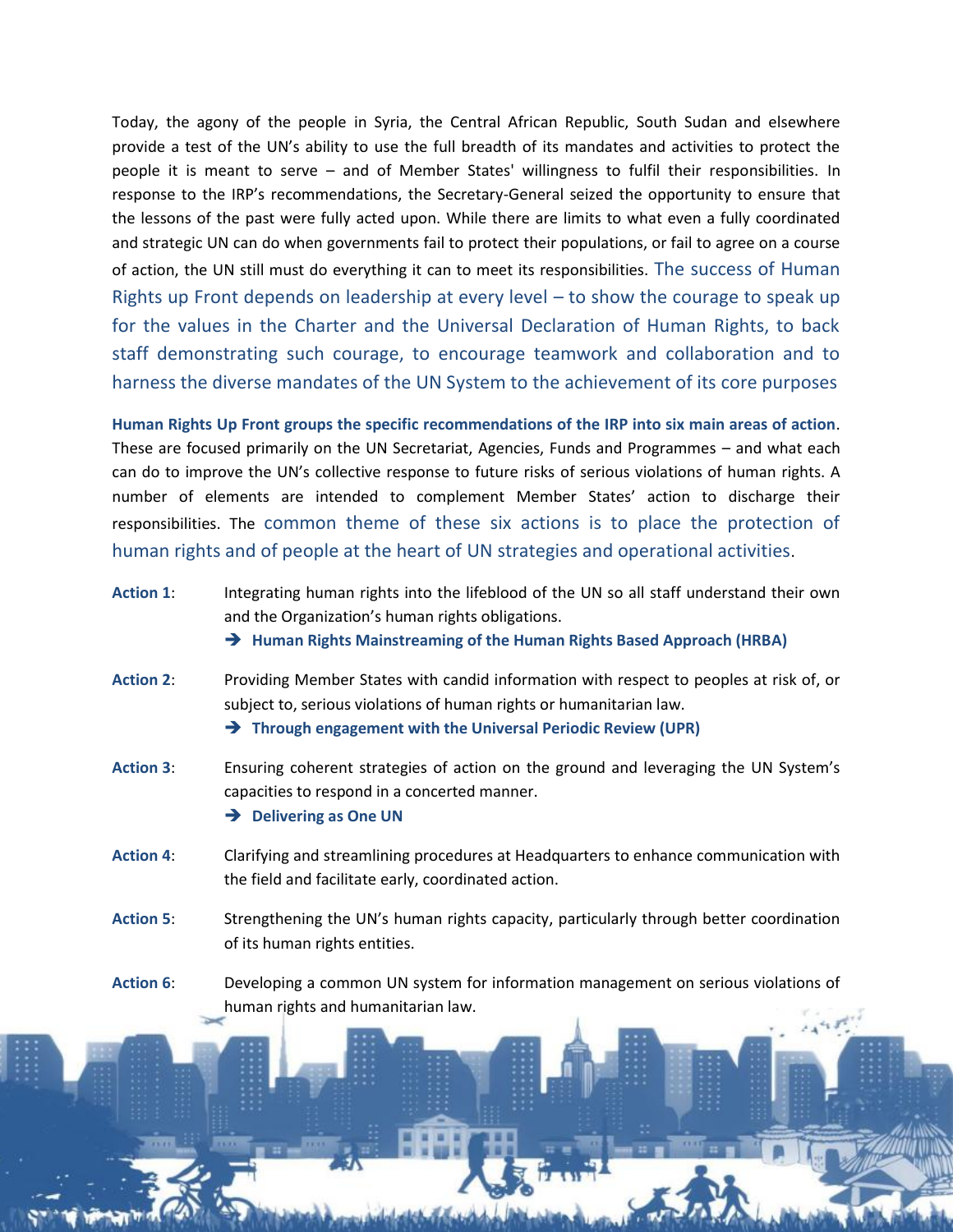Today, the agony of the people in Syria, the Central African Republic, South Sudan and elsewhere provide a test of the UN's ability to use the full breadth of its mandates and activities to protect the people it is meant to serve – and of Member States' willingness to fulfil their responsibilities. In response to the IRP's recommendations, the Secretary-General seized the opportunity to ensure that the lessons of the past were fully acted upon. While there are limits to what even a fully coordinated and strategic UN can do when governments fail to protect their populations, or fail to agree on a course of action, the UN still must do everything it can to meet its responsibilities. The success of Human Rights up Front depends on leadership at every level – to show the courage to speak up for the values in the Charter and the Universal Declaration of Human Rights, to back staff demonstrating such courage, to encourage teamwork and collaboration and to harness the diverse mandates of the UN System to the achievement of its core purposes

**Human Rights Up Front groups the specific recommendations of the IRP into six main areas of action**. These are focused primarily on the UN Secretariat, Agencies, Funds and Programmes – and what each can do to improve the UN's collective response to future risks of serious violations of human rights. A number of elements are intended to complement Member States' action to discharge their responsibilities. The common theme of these six actions is to place the protection of human rights and of people at the heart of UN strategies and operational activities.

**Action 1**: Integrating human rights into the lifeblood of the UN so all staff understand their own and the Organization's human rights obligations.
➔ **Human Rights Mainstreaming of the Human Rights Based Approach (HRBA)**

**Action 2**: Providing Member States with candid information with respect to peoples at risk of, or subject to, serious violations of human rights or humanitarian law.
➔ **Through engagement with the Universal Periodic Review (UPR)**

**Action 3**: Ensuring coherent strategies of action on the ground and leveraging the UN System's capacities to respond in a concerted manner.
➔ **Delivering as One UN**

**Action 4**: Clarifying and streamlining procedures at Headquarters to enhance communication with the field and facilitate early, coordinated action.

**Action 5**: Strengthening the UN's human rights capacity, particularly through better coordination of its human rights entities.

**Action 6**: Developing a common UN system for information management on serious violations of human rights and humanitarian law.